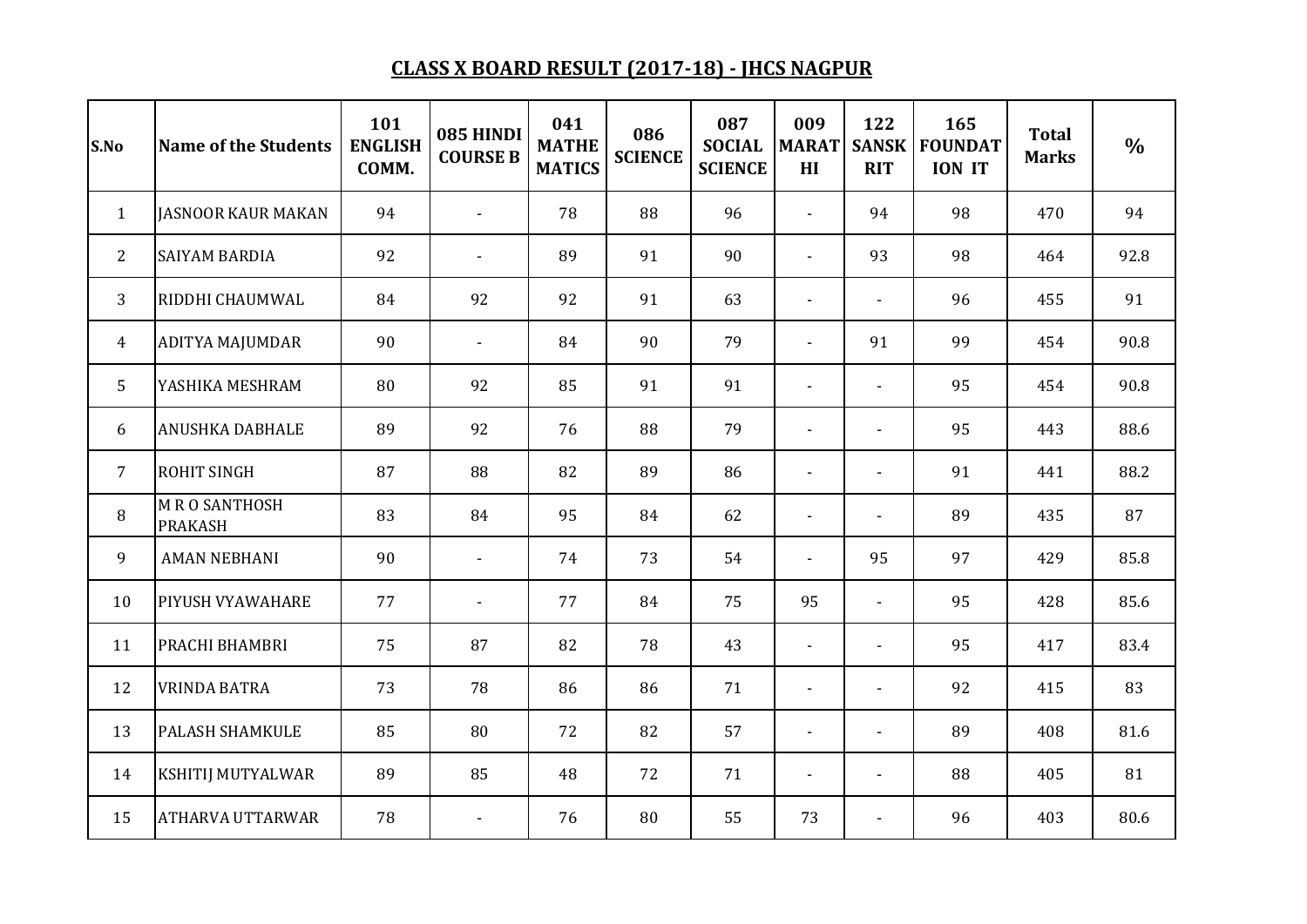# CLASS X BOARD RESULT (2017-18) - JHCS NAGPUR

| S.No | Name of the Students | 101 ENGLISH COMM. | 085 HINDI COURSE B | 041 MATHEMATICS | 086 SCIENCE | 087 SOCIAL SCIENCE | 009 MARATHI | 122 SANSKRIT | 165 FOUNDATION IT | Total Marks | % |
|---|---|---|---|---|---|---|---|---|---|---|---|
| 1 | JASNOOR KAUR MAKAN | 94 | - | 78 | 88 | 96 | - | 94 | 98 | 470 | 94 |
| 2 | SAIYAM BARDIA | 92 | - | 89 | 91 | 90 | - | 93 | 98 | 464 | 92.8 |
| 3 | RIDDHI CHAUMWAL | 84 | 92 | 92 | 91 | 63 | - | - | 96 | 455 | 91 |
| 4 | ADITYA MAJUMDAR | 90 | - | 84 | 90 | 79 | - | 91 | 99 | 454 | 90.8 |
| 5 | YASHIKA MESHRAM | 80 | 92 | 85 | 91 | 91 | - | - | 95 | 454 | 90.8 |
| 6 | ANUSHKA DABHALE | 89 | 92 | 76 | 88 | 79 | - | - | 95 | 443 | 88.6 |
| 7 | ROHIT SINGH | 87 | 88 | 82 | 89 | 86 | - | - | 91 | 441 | 88.2 |
| 8 | M R O SANTHOSH PRAKASH | 83 | 84 | 95 | 84 | 62 | - | - | 89 | 435 | 87 |
| 9 | AMAN NEBHANI | 90 | - | 74 | 73 | 54 | - | 95 | 97 | 429 | 85.8 |
| 10 | PIYUSH VYAWAHARE | 77 | - | 77 | 84 | 75 | 95 | - | 95 | 428 | 85.6 |
| 11 | PRACHI BHAMBRI | 75 | 87 | 82 | 78 | 43 | - | - | 95 | 417 | 83.4 |
| 12 | VRINDA BATRA | 73 | 78 | 86 | 86 | 71 | - | - | 92 | 415 | 83 |
| 13 | PALASH SHAMKULE | 85 | 80 | 72 | 82 | 57 | - | - | 89 | 408 | 81.6 |
| 14 | KSHITIJ MUTYALWAR | 89 | 85 | 48 | 72 | 71 | - | - | 88 | 405 | 81 |
| 15 | ATHARVA UTTARWAR | 78 | - | 76 | 80 | 55 | 73 | - | 96 | 403 | 80.6 |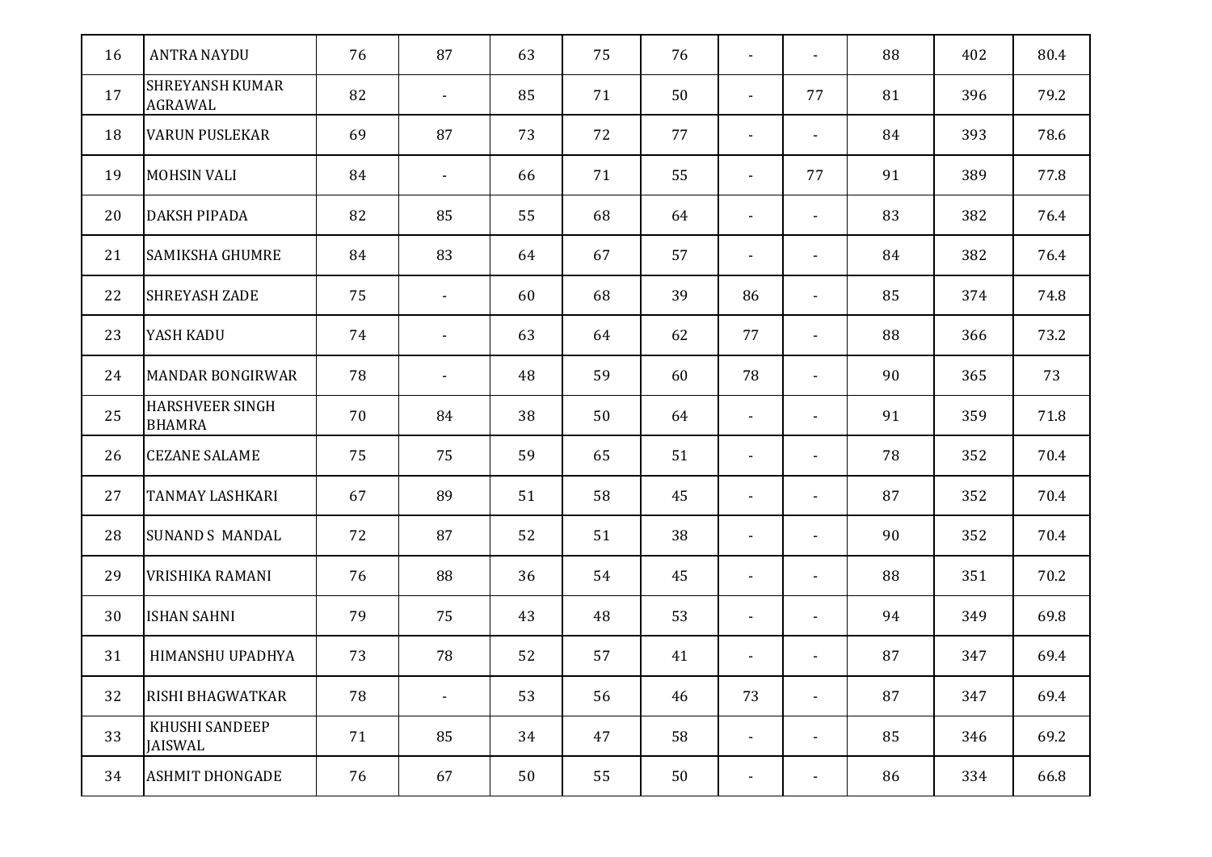| 16 | ANTRA NAYDU | 76 | 87 | 63 | 75 | 76 | - | - | 88 | 402 | 80.4 |
|---|---|---|---|---|---|---|---|---|---|---|---|
| 17 | SHREYANSH KUMAR AGRAWAL | 82 | - | 85 | 71 | 50 | - | 77 | 81 | 396 | 79.2 |
| 18 | VARUN PUSLEKAR | 69 | 87 | 73 | 72 | 77 | - | - | 84 | 393 | 78.6 |
| 19 | MOHSIN VALI | 84 | - | 66 | 71 | 55 | - | 77 | 91 | 389 | 77.8 |
| 20 | DAKSH PIPADA | 82 | 85 | 55 | 68 | 64 | - | - | 83 | 382 | 76.4 |
| 21 | SAMIKSHA GHUMRE | 84 | 83 | 64 | 67 | 57 | - | - | 84 | 382 | 76.4 |
| 22 | SHREYASH ZADE | 75 | - | 60 | 68 | 39 | 86 | - | 85 | 374 | 74.8 |
| 23 | YASH KADU | 74 | - | 63 | 64 | 62 | 77 | - | 88 | 366 | 73.2 |
| 24 | MANDAR BONGIRWAR | 78 | - | 48 | 59 | 60 | 78 | - | 90 | 365 | 73 |
| 25 | HARSHVEER SINGH BHAMRA | 70 | 84 | 38 | 50 | 64 | - | - | 91 | 359 | 71.8 |
| 26 | CEZANE SALAME | 75 | 75 | 59 | 65 | 51 | - | - | 78 | 352 | 70.4 |
| 27 | TANMAY LASHKARI | 67 | 89 | 51 | 58 | 45 | - | - | 87 | 352 | 70.4 |
| 28 | SUNAND S MANDAL | 72 | 87 | 52 | 51 | 38 | - | - | 90 | 352 | 70.4 |
| 29 | VRISHIKA RAMANI | 76 | 88 | 36 | 54 | 45 | - | - | 88 | 351 | 70.2 |
| 30 | ISHAN SAHNI | 79 | 75 | 43 | 48 | 53 | - | - | 94 | 349 | 69.8 |
| 31 | HIMANSHU UPADHYA | 73 | 78 | 52 | 57 | 41 | - | - | 87 | 347 | 69.4 |
| 32 | RISHI BHAGWATKAR | 78 | - | 53 | 56 | 46 | 73 | - | 87 | 347 | 69.4 |
| 33 | KHUSHI SANDEEP JAISWAL | 71 | 85 | 34 | 47 | 58 | - | - | 85 | 346 | 69.2 |
| 34 | ASHMIT DHONGADE | 76 | 67 | 50 | 55 | 50 | - | - | 86 | 334 | 66.8 |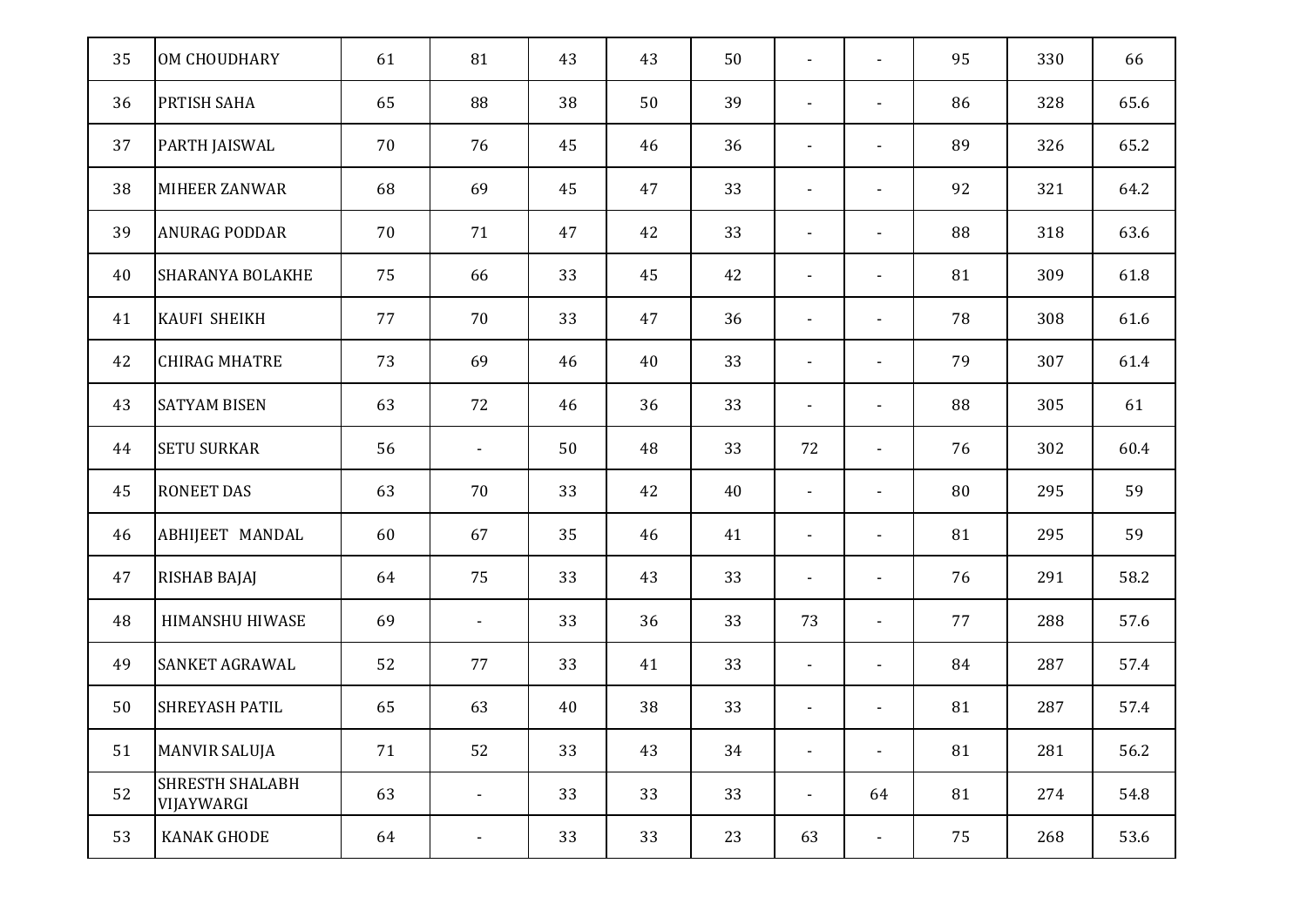| | | | | | | | | | | | |
|---|---|---|---|---|---|---|---|---|---|---|---|
| 35 | OM CHOUDHARY | 61 | 81 | 43 | 43 | 50 | - | - | 95 | 330 | 66 |
| 36 | PRTISH SAHA | 65 | 88 | 38 | 50 | 39 | - | - | 86 | 328 | 65.6 |
| 37 | PARTH JAISWAL | 70 | 76 | 45 | 46 | 36 | - | - | 89 | 326 | 65.2 |
| 38 | MIHEER ZANWAR | 68 | 69 | 45 | 47 | 33 | - | - | 92 | 321 | 64.2 |
| 39 | ANURAG PODDAR | 70 | 71 | 47 | 42 | 33 | - | - | 88 | 318 | 63.6 |
| 40 | SHARANYA BOLAKHE | 75 | 66 | 33 | 45 | 42 | - | - | 81 | 309 | 61.8 |
| 41 | KAUFI SHEIKH | 77 | 70 | 33 | 47 | 36 | - | - | 78 | 308 | 61.6 |
| 42 | CHIRAG MHATRE | 73 | 69 | 46 | 40 | 33 | - | - | 79 | 307 | 61.4 |
| 43 | SATYAM BISEN | 63 | 72 | 46 | 36 | 33 | - | - | 88 | 305 | 61 |
| 44 | SETU SURKAR | 56 | - | 50 | 48 | 33 | 72 | - | 76 | 302 | 60.4 |
| 45 | RONEET DAS | 63 | 70 | 33 | 42 | 40 | - | - | 80 | 295 | 59 |
| 46 | ABHIJEET MANDAL | 60 | 67 | 35 | 46 | 41 | - | - | 81 | 295 | 59 |
| 47 | RISHAB BAJAJ | 64 | 75 | 33 | 43 | 33 | - | - | 76 | 291 | 58.2 |
| 48 | HIMANSHU HIWASE | 69 | - | 33 | 36 | 33 | 73 | - | 77 | 288 | 57.6 |
| 49 | SANKET AGRAWAL | 52 | 77 | 33 | 41 | 33 | - | - | 84 | 287 | 57.4 |
| 50 | SHREYASH PATIL | 65 | 63 | 40 | 38 | 33 | - | - | 81 | 287 | 57.4 |
| 51 | MANVIR SALUJA | 71 | 52 | 33 | 43 | 34 | - | - | 81 | 281 | 56.2 |
| 52 | SHRESTH SHALABH VIJAYWARGI | 63 | - | 33 | 33 | 33 | - | 64 | 81 | 274 | 54.8 |
| 53 | KANAK GHODE | 64 | - | 33 | 33 | 23 | 63 | - | 75 | 268 | 53.6 |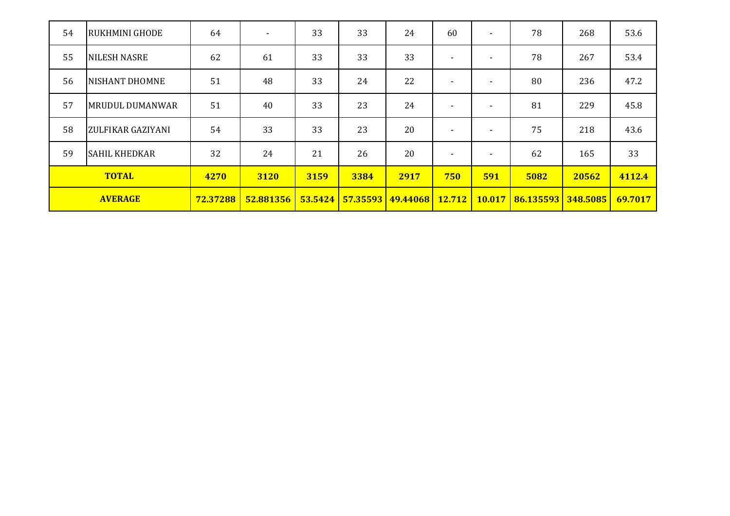| | | | | | | | | | | | |
|---|---|---|---|---|---|---|---|---|---|---|---|
| 54 | RUKHMINI GHODE | 64 | - | 33 | 33 | 24 | 60 | - | 78 | 268 | 53.6 |
| 55 | NILESH NASRE | 62 | 61 | 33 | 33 | 33 | - | - | 78 | 267 | 53.4 |
| 56 | NISHANT DHOMNE | 51 | 48 | 33 | 24 | 22 | - | - | 80 | 236 | 47.2 |
| 57 | MRUDUL DUMANWAR | 51 | 40 | 33 | 23 | 24 | - | - | 81 | 229 | 45.8 |
| 58 | ZULFIKAR GAZIYANI | 54 | 33 | 33 | 23 | 20 | - | - | 75 | 218 | 43.6 |
| 59 | SAHIL KHEDKAR | 32 | 24 | 21 | 26 | 20 | - | - | 62 | 165 | 33 |
| **TOTAL** | | **4270** | **3120** | **3159** | **3384** | **2917** | **750** | **591** | **5082** | **20562** | **4112.4** |
| **AVERAGE** | | **72.37288** | **52.881356** | **53.5424** | **57.35593** | **49.44068** | **12.712** | **10.017** | **86.135593** | **348.5085** | **69.7017** |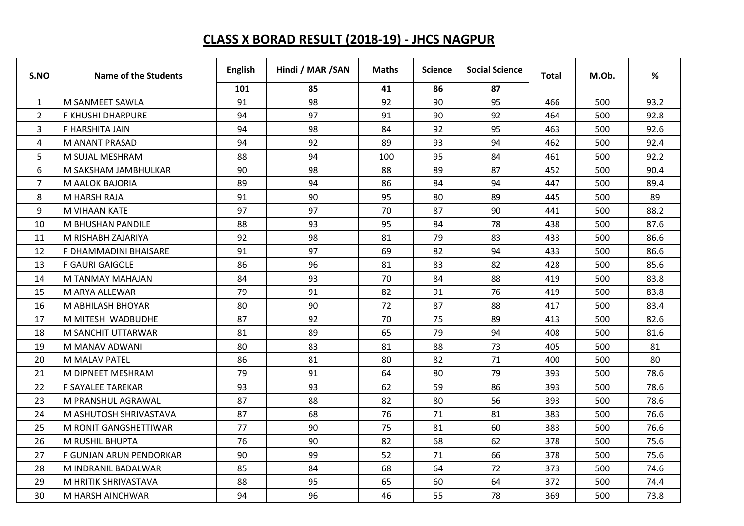# CLASS X BORAD RESULT (2018-19) - JHCS NAGPUR

| S.NO | Name of the Students | English | Hindi / MAR /SAN | Maths | Science | Social Science | Total | M.Ob. | % |
|---|---|---|---|---|---|---|---|---|---|
| | | 101 | 85 | 41 | 86 | 87 | | | |
| 1 | M SANMEET SAWLA | 91 | 98 | 92 | 90 | 95 | 466 | 500 | 93.2 |
| 2 | F KHUSHI DHARPURE | 94 | 97 | 91 | 90 | 92 | 464 | 500 | 92.8 |
| 3 | F HARSHITA JAIN | 94 | 98 | 84 | 92 | 95 | 463 | 500 | 92.6 |
| 4 | M ANANT PRASAD | 94 | 92 | 89 | 93 | 94 | 462 | 500 | 92.4 |
| 5 | M SUJAL MESHRAM | 88 | 94 | 100 | 95 | 84 | 461 | 500 | 92.2 |
| 6 | M SAKSHAM JAMBHULKAR | 90 | 98 | 88 | 89 | 87 | 452 | 500 | 90.4 |
| 7 | M AALOK BAJORIA | 89 | 94 | 86 | 84 | 94 | 447 | 500 | 89.4 |
| 8 | M HARSH RAJA | 91 | 90 | 95 | 80 | 89 | 445 | 500 | 89 |
| 9 | M VIHAAN KATE | 97 | 97 | 70 | 87 | 90 | 441 | 500 | 88.2 |
| 10 | M BHUSHAN PANDILE | 88 | 93 | 95 | 84 | 78 | 438 | 500 | 87.6 |
| 11 | M RISHABH ZAJARIYA | 92 | 98 | 81 | 79 | 83 | 433 | 500 | 86.6 |
| 12 | F DHAMMADINI BHAISARE | 91 | 97 | 69 | 82 | 94 | 433 | 500 | 86.6 |
| 13 | F GAURI GAIGOLE | 86 | 96 | 81 | 83 | 82 | 428 | 500 | 85.6 |
| 14 | M TANMAY MAHAJAN | 84 | 93 | 70 | 84 | 88 | 419 | 500 | 83.8 |
| 15 | M ARYA ALLEWAR | 79 | 91 | 82 | 91 | 76 | 419 | 500 | 83.8 |
| 16 | M ABHILASH BHOYAR | 80 | 90 | 72 | 87 | 88 | 417 | 500 | 83.4 |
| 17 | M MITESH WADBUDHE | 87 | 92 | 70 | 75 | 89 | 413 | 500 | 82.6 |
| 18 | M SANCHIT UTTARWAR | 81 | 89 | 65 | 79 | 94 | 408 | 500 | 81.6 |
| 19 | M MANAV ADWANI | 80 | 83 | 81 | 88 | 73 | 405 | 500 | 81 |
| 20 | M MALAV PATEL | 86 | 81 | 80 | 82 | 71 | 400 | 500 | 80 |
| 21 | M DIPNEET MESHRAM | 79 | 91 | 64 | 80 | 79 | 393 | 500 | 78.6 |
| 22 | F SAYALEE TAREKAR | 93 | 93 | 62 | 59 | 86 | 393 | 500 | 78.6 |
| 23 | M PRANSHUL AGRAWAL | 87 | 88 | 82 | 80 | 56 | 393 | 500 | 78.6 |
| 24 | M ASHUTOSH SHRIVASTAVA | 87 | 68 | 76 | 71 | 81 | 383 | 500 | 76.6 |
| 25 | M RONIT GANGSHETTIWAR | 77 | 90 | 75 | 81 | 60 | 383 | 500 | 76.6 |
| 26 | M RUSHIL BHUPTA | 76 | 90 | 82 | 68 | 62 | 378 | 500 | 75.6 |
| 27 | F GUNJAN ARUN PENDORKAR | 90 | 99 | 52 | 71 | 66 | 378 | 500 | 75.6 |
| 28 | M INDRANIL BADALWAR | 85 | 84 | 68 | 64 | 72 | 373 | 500 | 74.6 |
| 29 | M HRITIK SHRIVASTAVA | 88 | 95 | 65 | 60 | 64 | 372 | 500 | 74.4 |
| 30 | M HARSH AINCHWAR | 94 | 96 | 46 | 55 | 78 | 369 | 500 | 73.8 |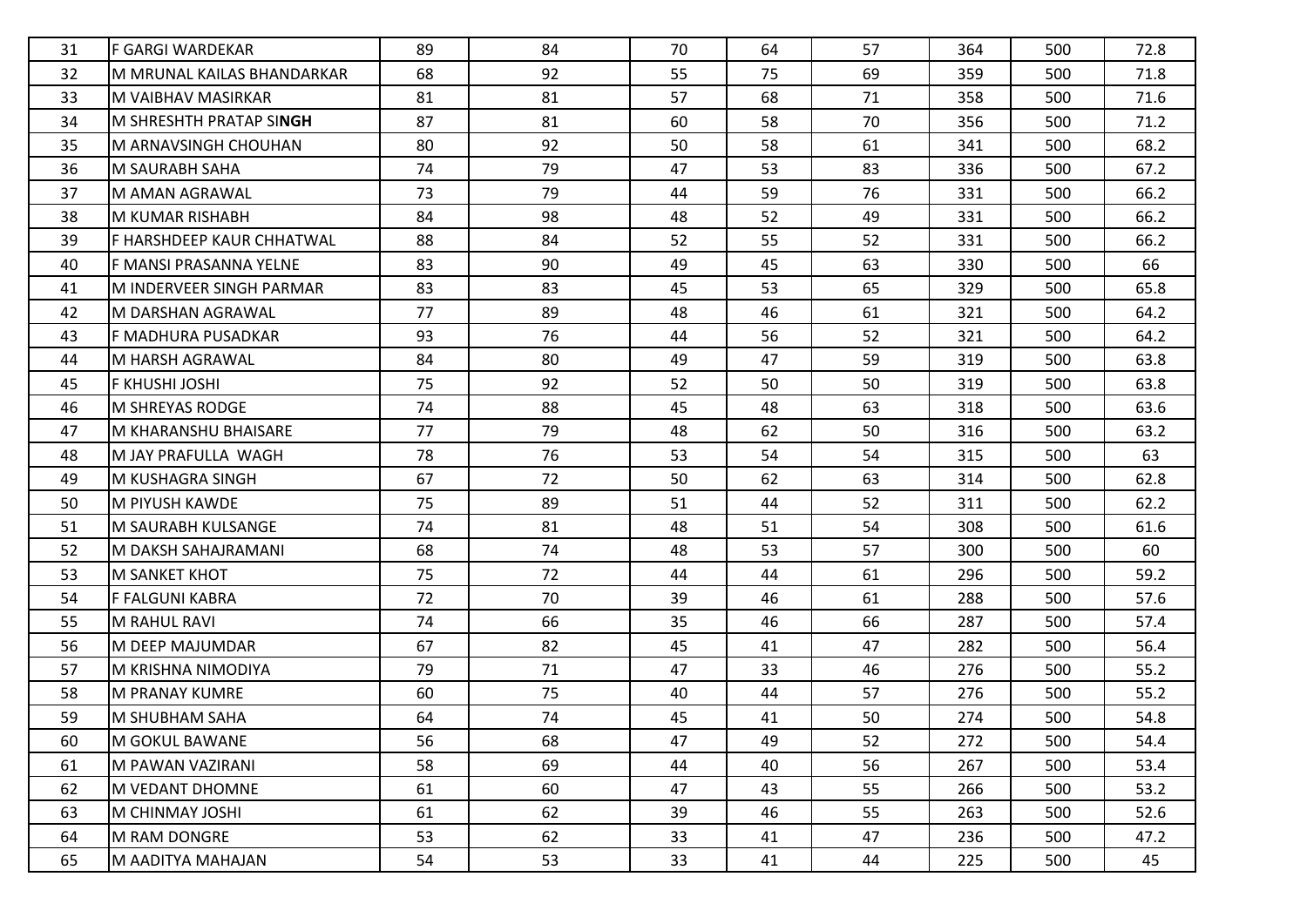| | | | | | | | | | |
|---|---|---|---|---|---|---|---|---|---|
| 31 | F GARGI WARDEKAR | 89 | 84 | 70 | 64 | 57 | 364 | 500 | 72.8 |
| 32 | M MRUNAL KAILAS BHANDARKAR | 68 | 92 | 55 | 75 | 69 | 359 | 500 | 71.8 |
| 33 | M VAIBHAV MASIRKAR | 81 | 81 | 57 | 68 | 71 | 358 | 500 | 71.6 |
| 34 | M SHRESHTH PRATAP SI**NGH** | 87 | 81 | 60 | 58 | 70 | 356 | 500 | 71.2 |
| 35 | M ARNAVSINGH CHOUHAN | 80 | 92 | 50 | 58 | 61 | 341 | 500 | 68.2 |
| 36 | M SAURABH SAHA | 74 | 79 | 47 | 53 | 83 | 336 | 500 | 67.2 |
| 37 | M AMAN AGRAWAL | 73 | 79 | 44 | 59 | 76 | 331 | 500 | 66.2 |
| 38 | M KUMAR RISHABH | 84 | 98 | 48 | 52 | 49 | 331 | 500 | 66.2 |
| 39 | F HARSHDEEP KAUR CHHATWAL | 88 | 84 | 52 | 55 | 52 | 331 | 500 | 66.2 |
| 40 | F MANSI PRASANNA YELNE | 83 | 90 | 49 | 45 | 63 | 330 | 500 | 66 |
| 41 | M INDERVEER SINGH PARMAR | 83 | 83 | 45 | 53 | 65 | 329 | 500 | 65.8 |
| 42 | M DARSHAN AGRAWAL | 77 | 89 | 48 | 46 | 61 | 321 | 500 | 64.2 |
| 43 | F MADHURA PUSADKAR | 93 | 76 | 44 | 56 | 52 | 321 | 500 | 64.2 |
| 44 | M HARSH AGRAWAL | 84 | 80 | 49 | 47 | 59 | 319 | 500 | 63.8 |
| 45 | F KHUSHI JOSHI | 75 | 92 | 52 | 50 | 50 | 319 | 500 | 63.8 |
| 46 | M SHREYAS RODGE | 74 | 88 | 45 | 48 | 63 | 318 | 500 | 63.6 |
| 47 | M KHARANSHU BHAISARE | 77 | 79 | 48 | 62 | 50 | 316 | 500 | 63.2 |
| 48 | M JAY PRAFULLA WAGH | 78 | 76 | 53 | 54 | 54 | 315 | 500 | 63 |
| 49 | M KUSHAGRA SINGH | 67 | 72 | 50 | 62 | 63 | 314 | 500 | 62.8 |
| 50 | M PIYUSH KAWDE | 75 | 89 | 51 | 44 | 52 | 311 | 500 | 62.2 |
| 51 | M SAURABH KULSANGE | 74 | 81 | 48 | 51 | 54 | 308 | 500 | 61.6 |
| 52 | M DAKSH SAHAJRAMANI | 68 | 74 | 48 | 53 | 57 | 300 | 500 | 60 |
| 53 | M SANKET KHOT | 75 | 72 | 44 | 44 | 61 | 296 | 500 | 59.2 |
| 54 | F FALGUNI KABRA | 72 | 70 | 39 | 46 | 61 | 288 | 500 | 57.6 |
| 55 | M RAHUL RAVI | 74 | 66 | 35 | 46 | 66 | 287 | 500 | 57.4 |
| 56 | M DEEP MAJUMDAR | 67 | 82 | 45 | 41 | 47 | 282 | 500 | 56.4 |
| 57 | M KRISHNA NIMODIYA | 79 | 71 | 47 | 33 | 46 | 276 | 500 | 55.2 |
| 58 | M PRANAY KUMRE | 60 | 75 | 40 | 44 | 57 | 276 | 500 | 55.2 |
| 59 | M SHUBHAM SAHA | 64 | 74 | 45 | 41 | 50 | 274 | 500 | 54.8 |
| 60 | M GOKUL BAWANE | 56 | 68 | 47 | 49 | 52 | 272 | 500 | 54.4 |
| 61 | M PAWAN VAZIRANI | 58 | 69 | 44 | 40 | 56 | 267 | 500 | 53.4 |
| 62 | M VEDANT DHOMNE | 61 | 60 | 47 | 43 | 55 | 266 | 500 | 53.2 |
| 63 | M CHINMAY JOSHI | 61 | 62 | 39 | 46 | 55 | 263 | 500 | 52.6 |
| 64 | M RAM DONGRE | 53 | 62 | 33 | 41 | 47 | 236 | 500 | 47.2 |
| 65 | M AADITYA MAHAJAN | 54 | 53 | 33 | 41 | 44 | 225 | 500 | 45 |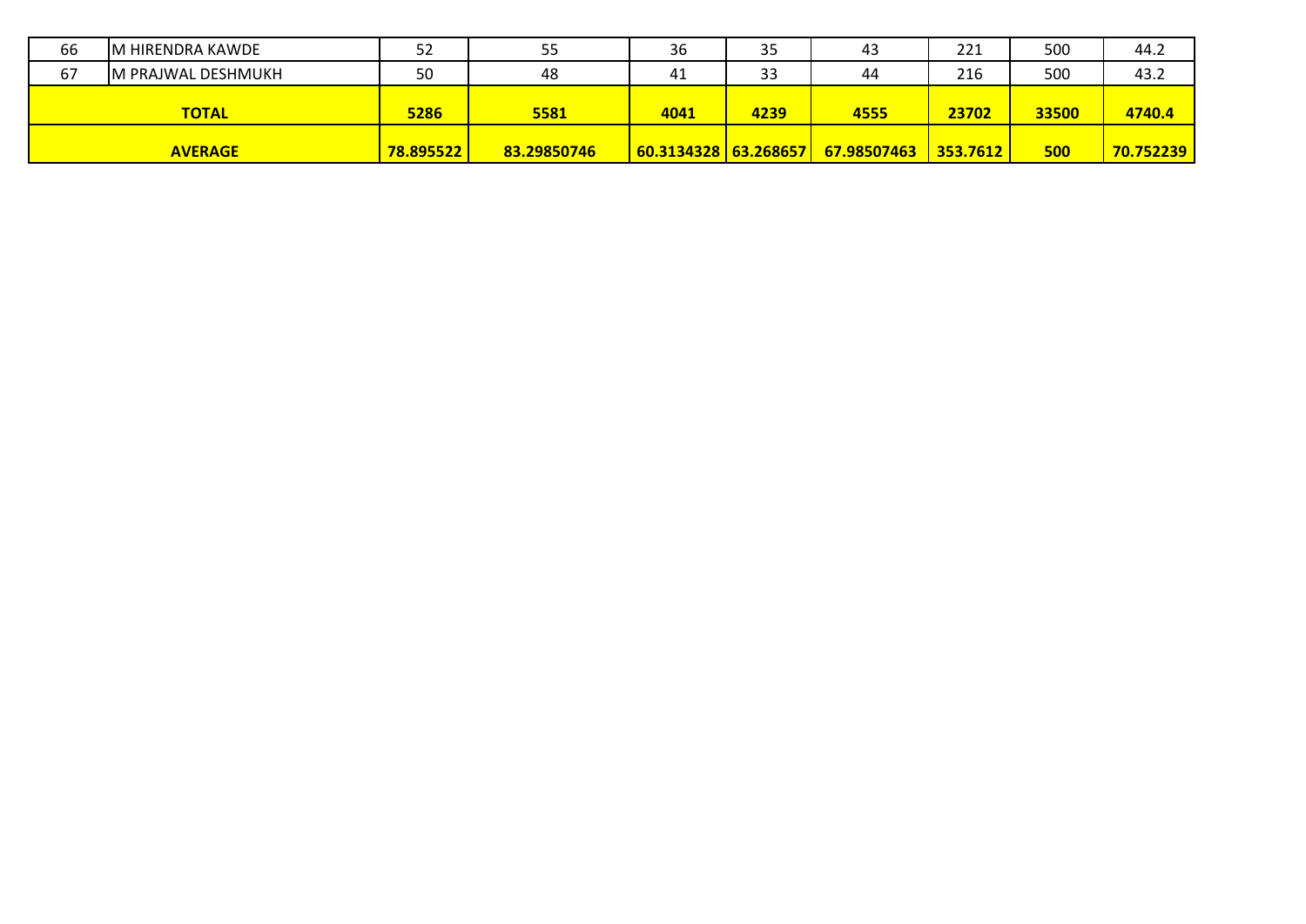| 66 | M HIRENDRA KAWDE | 52 | 55 | 36 | 35 | 43 | 221 | 500 | 44.2 |
|---|---|---|---|---|---|---|---|---|---|
| 67 | M PRAJWAL DESHMUKH | 50 | 48 | 41 | 33 | 44 | 216 | 500 | 43.2 |
| **TOTAL** | | **5286** | **5581** | **4041** | **4239** | **4555** | **23702** | **33500** | **4740.4** |
| **AVERAGE** | | **78.895522** | **83.29850746** | **60.3134328** | **63.268657** | **67.98507463** | **353.7612** | **500** | **70.752239** |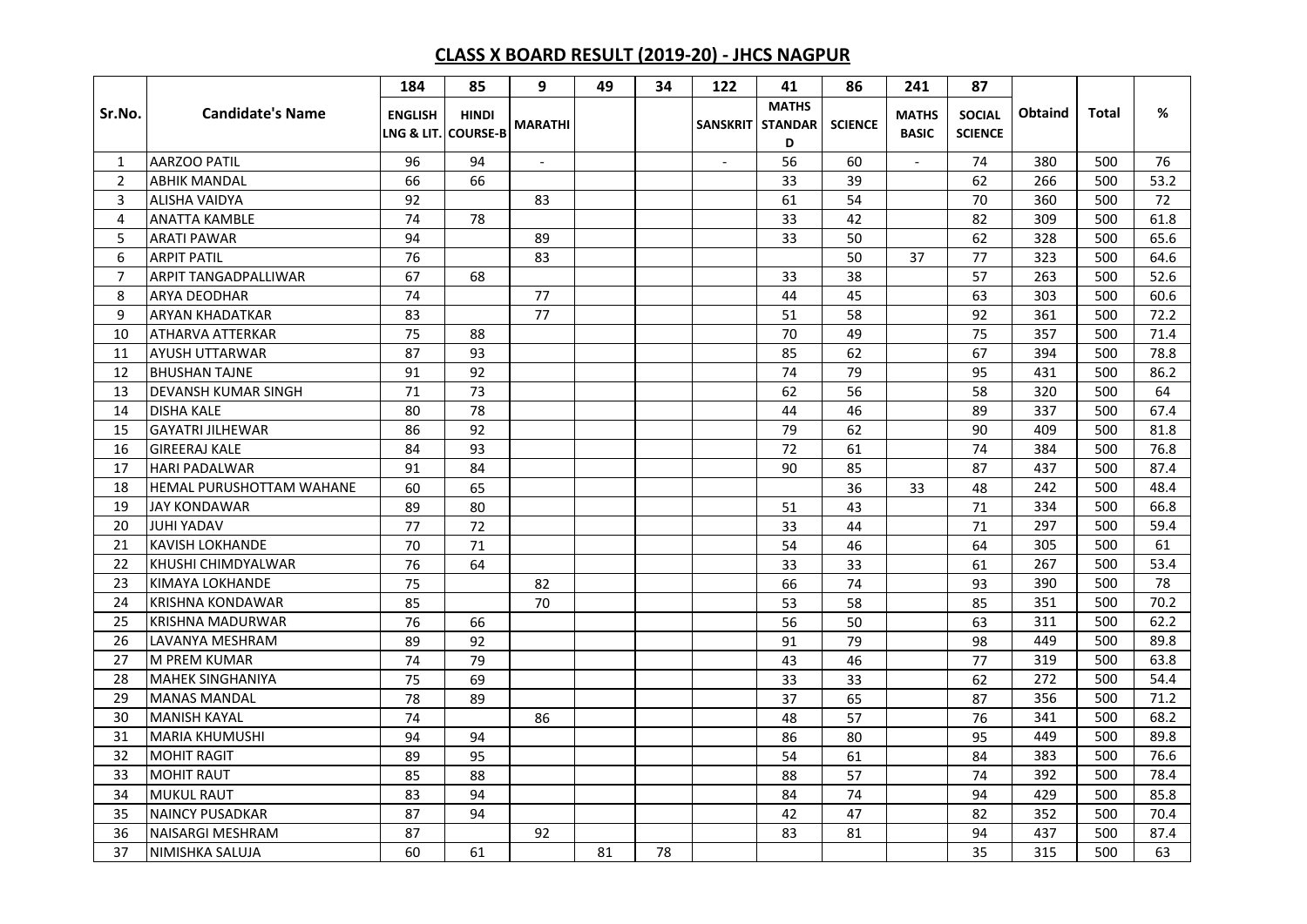# CLASS X BOARD RESULT (2019-20) - JHCS NAGPUR

| | | 184 | 85 | 9 | 49 | 34 | 122 | 41 | 86 | 241 | 87 | | | |
|---|---|---|---|---|---|---|---|---|---|---|---|---|---|---|
| Sr.No. | Candidate's Name | ENGLISH LNG & LIT. | HINDI COURSE-B | MARATHI | | | SANSKRIT | MATHS STANDARD | SCIENCE | MATHS BASIC | SOCIAL SCIENCE | Obtaind | Total | % |
| 1 | AARZOO PATIL | 96 | 94 | - | | | - | 56 | 60 | - | 74 | 380 | 500 | 76 |
| 2 | ABHIK MANDAL | 66 | 66 | | | | | 33 | 39 | | 62 | 266 | 500 | 53.2 |
| 3 | ALISHA VAIDYA | 92 | | 83 | | | | 61 | 54 | | 70 | 360 | 500 | 72 |
| 4 | ANATTA KAMBLE | 74 | 78 | | | | | 33 | 42 | | 82 | 309 | 500 | 61.8 |
| 5 | ARATI PAWAR | 94 | | 89 | | | | 33 | 50 | | 62 | 328 | 500 | 65.6 |
| 6 | ARPIT PATIL | 76 | | 83 | | | | | 50 | 37 | 77 | 323 | 500 | 64.6 |
| 7 | ARPIT TANGADPALLIWAR | 67 | 68 | | | | | 33 | 38 | | 57 | 263 | 500 | 52.6 |
| 8 | ARYA DEODHAR | 74 | | 77 | | | | 44 | 45 | | 63 | 303 | 500 | 60.6 |
| 9 | ARYAN KHADATKAR | 83 | | 77 | | | | 51 | 58 | | 92 | 361 | 500 | 72.2 |
| 10 | ATHARVA ATTERKAR | 75 | 88 | | | | | 70 | 49 | | 75 | 357 | 500 | 71.4 |
| 11 | AYUSH UTTARWAR | 87 | 93 | | | | | 85 | 62 | | 67 | 394 | 500 | 78.8 |
| 12 | BHUSHAN TAJNE | 91 | 92 | | | | | 74 | 79 | | 95 | 431 | 500 | 86.2 |
| 13 | DEVANSH KUMAR SINGH | 71 | 73 | | | | | 62 | 56 | | 58 | 320 | 500 | 64 |
| 14 | DISHA KALE | 80 | 78 | | | | | 44 | 46 | | 89 | 337 | 500 | 67.4 |
| 15 | GAYATRI JILHEWAR | 86 | 92 | | | | | 79 | 62 | | 90 | 409 | 500 | 81.8 |
| 16 | GIREERAJ KALE | 84 | 93 | | | | | 72 | 61 | | 74 | 384 | 500 | 76.8 |
| 17 | HARI PADALWAR | 91 | 84 | | | | | 90 | 85 | | 87 | 437 | 500 | 87.4 |
| 18 | HEMAL PURUSHOTTAM WAHANE | 60 | 65 | | | | | | 36 | 33 | 48 | 242 | 500 | 48.4 |
| 19 | JAY KONDAWAR | 89 | 80 | | | | | 51 | 43 | | 71 | 334 | 500 | 66.8 |
| 20 | JUHI YADAV | 77 | 72 | | | | | 33 | 44 | | 71 | 297 | 500 | 59.4 |
| 21 | KAVISH LOKHANDE | 70 | 71 | | | | | 54 | 46 | | 64 | 305 | 500 | 61 |
| 22 | KHUSHI CHIMDYALWAR | 76 | 64 | | | | | 33 | 33 | | 61 | 267 | 500 | 53.4 |
| 23 | KIMAYA LOKHANDE | 75 | | 82 | | | | 66 | 74 | | 93 | 390 | 500 | 78 |
| 24 | KRISHNA KONDAWAR | 85 | | 70 | | | | 53 | 58 | | 85 | 351 | 500 | 70.2 |
| 25 | KRISHNA MADURWAR | 76 | 66 | | | | | 56 | 50 | | 63 | 311 | 500 | 62.2 |
| 26 | LAVANYA MESHRAM | 89 | 92 | | | | | 91 | 79 | | 98 | 449 | 500 | 89.8 |
| 27 | M PREM KUMAR | 74 | 79 | | | | | 43 | 46 | | 77 | 319 | 500 | 63.8 |
| 28 | MAHEK SINGHANIYA | 75 | 69 | | | | | 33 | 33 | | 62 | 272 | 500 | 54.4 |
| 29 | MANAS MANDAL | 78 | 89 | | | | | 37 | 65 | | 87 | 356 | 500 | 71.2 |
| 30 | MANISH KAYAL | 74 | | 86 | | | | 48 | 57 | | 76 | 341 | 500 | 68.2 |
| 31 | MARIA KHUMUSHI | 94 | 94 | | | | | 86 | 80 | | 95 | 449 | 500 | 89.8 |
| 32 | MOHIT RAGIT | 89 | 95 | | | | | 54 | 61 | | 84 | 383 | 500 | 76.6 |
| 33 | MOHIT RAUT | 85 | 88 | | | | | 88 | 57 | | 74 | 392 | 500 | 78.4 |
| 34 | MUKUL RAUT | 83 | 94 | | | | | 84 | 74 | | 94 | 429 | 500 | 85.8 |
| 35 | NAINCY PUSADKAR | 87 | 94 | | | | | 42 | 47 | | 82 | 352 | 500 | 70.4 |
| 36 | NAISARGI MESHRAM | 87 | | 92 | | | | 83 | 81 | | 94 | 437 | 500 | 87.4 |
| 37 | NIMISHKA SALUJA | 60 | 61 | | 81 | 78 | | | | | 35 | 315 | 500 | 63 |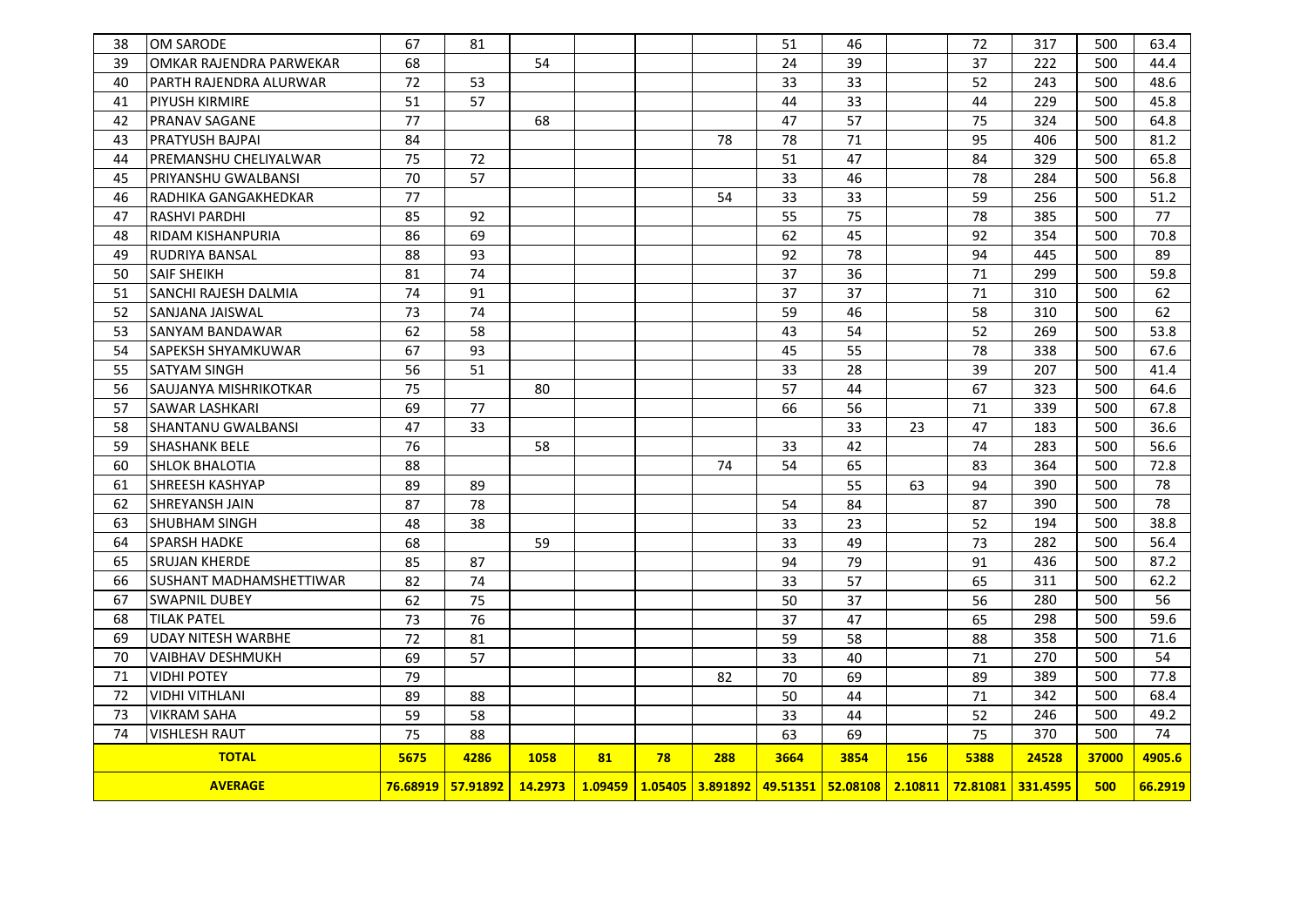| | | | | | | | | | | | | | | |
|---|---|---|---|---|---|---|---|---|---|---|---|---|---|---|
| 38 | OM SARODE | 67 | 81 | | | | | 51 | 46 | | 72 | 317 | 500 | 63.4 |
| 39 | OMKAR RAJENDRA PARWEKAR | 68 | | 54 | | | | 24 | 39 | | 37 | 222 | 500 | 44.4 |
| 40 | PARTH RAJENDRA ALURWAR | 72 | 53 | | | | | 33 | 33 | | 52 | 243 | 500 | 48.6 |
| 41 | PIYUSH KIRMIRE | 51 | 57 | | | | | 44 | 33 | | 44 | 229 | 500 | 45.8 |
| 42 | PRANAV SAGANE | 77 | | 68 | | | | 47 | 57 | | 75 | 324 | 500 | 64.8 |
| 43 | PRATYUSH BAJPAI | 84 | | | | | 78 | 78 | 71 | | 95 | 406 | 500 | 81.2 |
| 44 | PREMANSHU CHELIYALWAR | 75 | 72 | | | | | 51 | 47 | | 84 | 329 | 500 | 65.8 |
| 45 | PRIYANSHU GWALBANSI | 70 | 57 | | | | | 33 | 46 | | 78 | 284 | 500 | 56.8 |
| 46 | RADHIKA GANGAKHEDKAR | 77 | | | | | 54 | 33 | 33 | | 59 | 256 | 500 | 51.2 |
| 47 | RASHVI PARDHI | 85 | 92 | | | | | 55 | 75 | | 78 | 385 | 500 | 77 |
| 48 | RIDAM KISHANPURIA | 86 | 69 | | | | | 62 | 45 | | 92 | 354 | 500 | 70.8 |
| 49 | RUDRIYA BANSAL | 88 | 93 | | | | | 92 | 78 | | 94 | 445 | 500 | 89 |
| 50 | SAIF SHEIKH | 81 | 74 | | | | | 37 | 36 | | 71 | 299 | 500 | 59.8 |
| 51 | SANCHI RAJESH DALMIA | 74 | 91 | | | | | 37 | 37 | | 71 | 310 | 500 | 62 |
| 52 | SANJANA JAISWAL | 73 | 74 | | | | | 59 | 46 | | 58 | 310 | 500 | 62 |
| 53 | SANYAM BANDAWAR | 62 | 58 | | | | | 43 | 54 | | 52 | 269 | 500 | 53.8 |
| 54 | SAPEKSH SHYAMKUWAR | 67 | 93 | | | | | 45 | 55 | | 78 | 338 | 500 | 67.6 |
| 55 | SATYAM SINGH | 56 | 51 | | | | | 33 | 28 | | 39 | 207 | 500 | 41.4 |
| 56 | SAUJANYA MISHRIKOTKAR | 75 | | 80 | | | | 57 | 44 | | 67 | 323 | 500 | 64.6 |
| 57 | SAWAR LASHKARI | 69 | 77 | | | | | 66 | 56 | | 71 | 339 | 500 | 67.8 |
| 58 | SHANTANU GWALBANSI | 47 | 33 | | | | | | 33 | 23 | 47 | 183 | 500 | 36.6 |
| 59 | SHASHANK BELE | 76 | | 58 | | | | 33 | 42 | | 74 | 283 | 500 | 56.6 |
| 60 | SHLOK BHALOTIA | 88 | | | | | 74 | 54 | 65 | | 83 | 364 | 500 | 72.8 |
| 61 | SHREESH KASHYAP | 89 | 89 | | | | | | 55 | 63 | 94 | 390 | 500 | 78 |
| 62 | SHREYANSH JAIN | 87 | 78 | | | | | 54 | 84 | | 87 | 390 | 500 | 78 |
| 63 | SHUBHAM SINGH | 48 | 38 | | | | | 33 | 23 | | 52 | 194 | 500 | 38.8 |
| 64 | SPARSH HADKE | 68 | | 59 | | | | 33 | 49 | | 73 | 282 | 500 | 56.4 |
| 65 | SRUJAN KHERDE | 85 | 87 | | | | | 94 | 79 | | 91 | 436 | 500 | 87.2 |
| 66 | SUSHANT MADHAMSHETTIWAR | 82 | 74 | | | | | 33 | 57 | | 65 | 311 | 500 | 62.2 |
| 67 | SWAPNIL DUBEY | 62 | 75 | | | | | 50 | 37 | | 56 | 280 | 500 | 56 |
| 68 | TILAK PATEL | 73 | 76 | | | | | 37 | 47 | | 65 | 298 | 500 | 59.6 |
| 69 | UDAY NITESH WARBHE | 72 | 81 | | | | | 59 | 58 | | 88 | 358 | 500 | 71.6 |
| 70 | VAIBHAV DESHMUKH | 69 | 57 | | | | | 33 | 40 | | 71 | 270 | 500 | 54 |
| 71 | VIDHI POTEY | 79 | | | | | 82 | 70 | 69 | | 89 | 389 | 500 | 77.8 |
| 72 | VIDHI VITHLANI | 89 | 88 | | | | | 50 | 44 | | 71 | 342 | 500 | 68.4 |
| 73 | VIKRAM SAHA | 59 | 58 | | | | | 33 | 44 | | 52 | 246 | 500 | 49.2 |
| 74 | VISHLESH RAUT | 75 | 88 | | | | | 63 | 69 | | 75 | 370 | 500 | 74 |
| **TOTAL** | | **5675** | **4286** | **1058** | **81** | **78** | **288** | **3664** | **3854** | **156** | **5388** | **24528** | **37000** | **4905.6** |
| **AVERAGE** | | **76.68919** | **57.91892** | **14.2973** | **1.09459** | **1.05405** | **3.891892** | **49.51351** | **52.08108** | **2.10811** | **72.81081** | **331.4595** | **500** | **66.2919** |